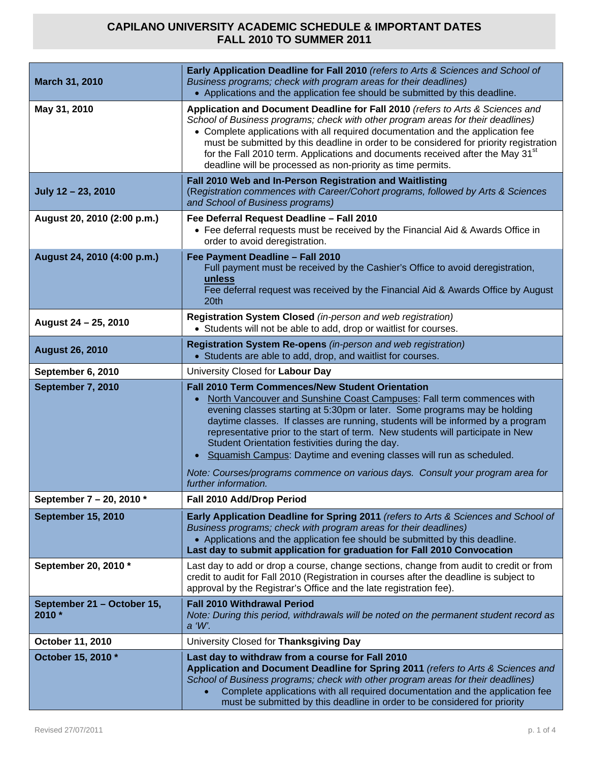# CAPILANO UNIVERSITY ACADEMIC SCHEDULE & IMPORTANT DATES
## FALL 2010 TO SUMMER 2011

| Date | Event |
|---|---|
| **March 31, 2010** | **Early Application Deadline for Fall 2010** *(refers to Arts & Sciences and School of Business programs; check with program areas for their deadlines)*<br>• Applications and the application fee should be submitted by this deadline. |
| **May 31, 2010** | **Application and Document Deadline for Fall 2010** *(refers to Arts & Sciences and School of Business programs; check with other program areas for their deadlines)*<br>• Complete applications with all required documentation and the application fee must be submitted by this deadline in order to be considered for priority registration for the Fall 2010 term. Applications and documents received after the May 31st deadline will be processed as non-priority as time permits. |
| **July 12 – 23, 2010** | **Fall 2010 Web and In-Person Registration and Waitlisting**<br>(*Registration commences with Career/Cohort programs, followed by Arts & Sciences and School of Business programs)* |
| **August 20, 2010 (2:00 p.m.)** | **Fee Deferral Request Deadline – Fall 2010**<br>• Fee deferral requests must be received by the Financial Aid & Awards Office in order to avoid deregistration. |
| **August 24, 2010 (4:00 p.m.)** | **Fee Payment Deadline – Fall 2010**<br>Full payment must be received by the Cashier's Office to avoid deregistration, **unless**<br>Fee deferral request was received by the Financial Aid & Awards Office by August 20th |
| **August 24 – 25, 2010** | **Registration System Closed** *(in-person and web registration)*<br>• Students will not be able to add, drop or waitlist for courses. |
| **August 26, 2010** | **Registration System Re-opens** *(in-person and web registration)*<br>• Students are able to add, drop, and waitlist for courses. |
| **September 6, 2010** | University Closed for **Labour Day** |
| **September 7, 2010** | **Fall 2010 Term Commences/New Student Orientation**<br>• North Vancouver and Sunshine Coast Campuses: Fall term commences with evening classes starting at 5:30pm or later. Some programs may be holding daytime classes. If classes are running, students will be informed by a program representative prior to the start of term. New students will participate in New Student Orientation festivities during the day.<br>• Squamish Campus: Daytime and evening classes will run as scheduled.<br>*Note: Courses/programs commence on various days. Consult your program area for further information.* |
| **September 7 – 20, 2010 \*** | **Fall 2010 Add/Drop Period** |
| **September 15, 2010** | **Early Application Deadline for Spring 2011** *(refers to Arts & Sciences and School of Business programs; check with program areas for their deadlines)*<br>• Applications and the application fee should be submitted by this deadline.<br>**Last day to submit application for graduation for Fall 2010 Convocation** |
| **September 20, 2010 \*** | Last day to add or drop a course, change sections, change from audit to credit or from credit to audit for Fall 2010 (Registration in courses after the deadline is subject to approval by the Registrar's Office and the late registration fee). |
| **September 21 – October 15, 2010 \*** | **Fall 2010 Withdrawal Period**<br>*Note: During this period, withdrawals will be noted on the permanent student record as a 'W'.* |
| **October 11, 2010** | University Closed for **Thanksgiving Day** |
| **October 15, 2010 \*** | **Last day to withdraw from a course for Fall 2010**<br>**Application and Document Deadline for Spring 2011** *(refers to Arts & Sciences and School of Business programs; check with other program areas for their deadlines)*<br>• Complete applications with all required documentation and the application fee must be submitted by this deadline in order to be considered for priority |

Revised 27/07/2011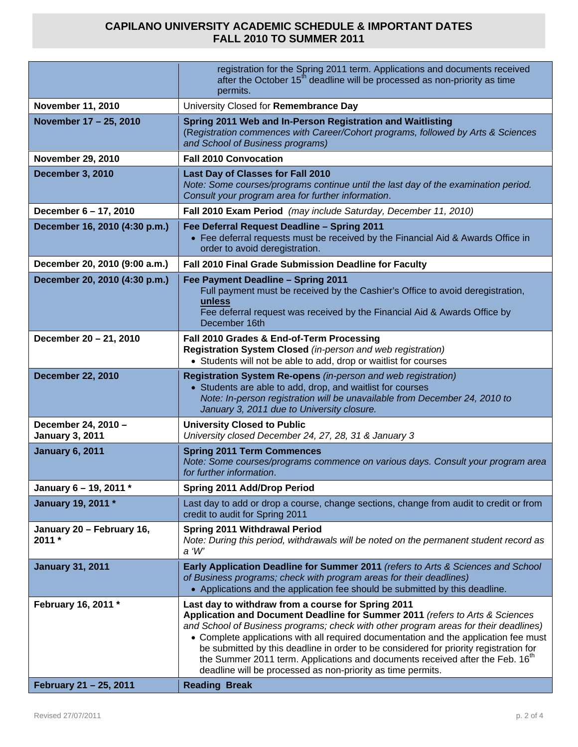# CAPILANO UNIVERSITY ACADEMIC SCHEDULE & IMPORTANT DATES
# FALL 2010 TO SUMMER 2011

| | |
|---|---|
| | registration for the Spring 2011 term. Applications and documents received after the October 15th deadline will be processed as non-priority as time permits. |
| **November 11, 2010** | University Closed for **Remembrance Day** |
| **November 17 – 25, 2010** | **Spring 2011 Web and In-Person Registration and Waitlisting** (*Registration commences with Career/Cohort programs, followed by Arts & Sciences and School of Business programs)* |
| **November 29, 2010** | **Fall 2010 Convocation** |
| **December 3, 2010** | **Last Day of Classes for Fall 2010** *Note: Some courses/programs continue until the last day of the examination period. Consult your program area for further information*. |
| **December 6 – 17, 2010** | **Fall 2010 Exam Period** *(may include Saturday, December 11, 2010)* |
| **December 16, 2010 (4:30 p.m.)** | **Fee Deferral Request Deadline – Spring 2011** • Fee deferral requests must be received by the Financial Aid & Awards Office in order to avoid deregistration. |
| **December 20, 2010 (9:00 a.m.)** | **Fall 2010 Final Grade Submission Deadline for Faculty** |
| **December 20, 2010 (4:30 p.m.)** | **Fee Payment Deadline – Spring 2011** Full payment must be received by the Cashier's Office to avoid deregistration, **unless** Fee deferral request was received by the Financial Aid & Awards Office by December 16th |
| **December 20 – 21, 2010** | **Fall 2010 Grades & End-of-Term Processing** **Registration System Closed** *(in-person and web registration)* • Students will not be able to add, drop or waitlist for courses |
| **December 22, 2010** | **Registration System Re-opens** *(in-person and web registration)* • Students are able to add, drop, and waitlist for courses *Note: In-person registration will be unavailable from December 24, 2010 to January 3, 2011 due to University closure.* |
| **December 24, 2010 – January 3, 2011** | **University Closed to Public** *University closed December 24, 27, 28, 31 & January 3* |
| **January 6, 2011** | **Spring 2011 Term Commences** *Note: Some courses/programs commence on various days. Consult your program area for further information*. |
| **January 6 – 19, 2011 \*** | **Spring 2011 Add/Drop Period** |
| **January 19, 2011 \*** | Last day to add or drop a course, change sections, change from audit to credit or from credit to audit for Spring 2011 |
| **January 20 – February 16, 2011 \*** | **Spring 2011 Withdrawal Period** *Note: During this period, withdrawals will be noted on the permanent student record as a 'W'* |
| **January 31, 2011** | **Early Application Deadline for Summer 2011** *(refers to Arts & Sciences and School of Business programs; check with program areas for their deadlines)* • Applications and the application fee should be submitted by this deadline. |
| **February 16, 2011 \*** | **Last day to withdraw from a course for Spring 2011** **Application and Document Deadline for Summer 2011** *(refers to Arts & Sciences and School of Business programs; check with other program areas for their deadlines)* • Complete applications with all required documentation and the application fee must be submitted by this deadline in order to be considered for priority registration for the Summer 2011 term. Applications and documents received after the Feb. 16th deadline will be processed as non-priority as time permits. |
| **February 21 – 25, 2011** | **Reading Break** |

Revised 27/07/2011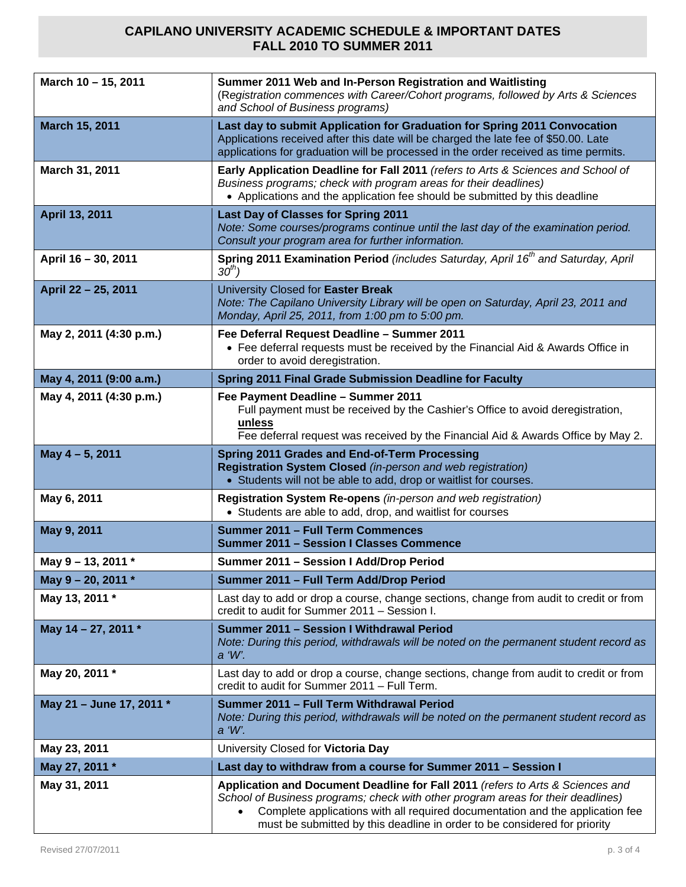# CAPILANO UNIVERSITY ACADEMIC SCHEDULE & IMPORTANT DATES
# FALL 2010 TO SUMMER 2011

| Date | Event |
|---|---|
| March 10 – 15, 2011 | **Summer 2011 Web and In-Person Registration and Waitlisting** (*Registration commences with Career/Cohort programs, followed by Arts & Sciences and School of Business programs)* |
| **March 15, 2011** | **Last day to submit Application for Graduation for Spring 2011 Convocation** Applications received after this date will be charged the late fee of $50.00. Late applications for graduation will be processed in the order received as time permits. |
| **March 31, 2011** | **Early Application Deadline for Fall 2011** *(refers to Arts & Sciences and School of Business programs; check with program areas for their deadlines)* • Applications and the application fee should be submitted by this deadline |
| **April 13, 2011** | **Last Day of Classes for Spring 2011** *Note: Some courses/programs continue until the last day of the examination period. Consult your program area for further information.* |
| **April 16 – 30, 2011** | **Spring 2011 Examination Period** *(includes Saturday, April 16th and Saturday, April 30th)* |
| **April 22 – 25, 2011** | University Closed for **Easter Break** *Note: The Capilano University Library will be open on Saturday, April 23, 2011 and Monday, April 25, 2011, from 1:00 pm to 5:00 pm.* |
| **May 2, 2011 (4:30 p.m.)** | **Fee Deferral Request Deadline – Summer 2011** • Fee deferral requests must be received by the Financial Aid & Awards Office in order to avoid deregistration. |
| **May 4, 2011 (9:00 a.m.)** | **Spring 2011 Final Grade Submission Deadline for Faculty** |
| **May 4, 2011 (4:30 p.m.)** | **Fee Payment Deadline – Summer 2011** Full payment must be received by the Cashier's Office to avoid deregistration, **unless** Fee deferral request was received by the Financial Aid & Awards Office by May 2. |
| **May 4 – 5, 2011** | **Spring 2011 Grades and End-of-Term Processing** **Registration System Closed** *(in-person and web registration)* • Students will not be able to add, drop or waitlist for courses. |
| **May 6, 2011** | **Registration System Re-opens** *(in-person and web registration)* • Students are able to add, drop, and waitlist for courses |
| **May 9, 2011** | **Summer 2011 – Full Term Commences** **Summer 2011 – Session I Classes Commence** |
| **May 9 – 13, 2011 *** | **Summer 2011 – Session I Add/Drop Period** |
| **May 9 – 20, 2011 *** | **Summer 2011 – Full Term Add/Drop Period** |
| **May 13, 2011 *** | Last day to add or drop a course, change sections, change from audit to credit or from credit to audit for Summer 2011 – Session I. |
| **May 14 – 27, 2011 *** | **Summer 2011 – Session I Withdrawal Period** *Note: During this period, withdrawals will be noted on the permanent student record as a 'W'.* |
| **May 20, 2011 *** | Last day to add or drop a course, change sections, change from audit to credit or from credit to audit for Summer 2011 – Full Term. |
| **May 21 – June 17, 2011 *** | **Summer 2011 – Full Term Withdrawal Period** *Note: During this period, withdrawals will be noted on the permanent student record as a 'W'.* |
| **May 23, 2011** | University Closed for **Victoria Day** |
| **May 27, 2011 *** | **Last day to withdraw from a course for Summer 2011 – Session I** |
| **May 31, 2011** | **Application and Document Deadline for Fall 2011** *(refers to Arts & Sciences and School of Business programs; check with other program areas for their deadlines)* • Complete applications with all required documentation and the application fee must be submitted by this deadline in order to be considered for priority |

Revised 27/07/2011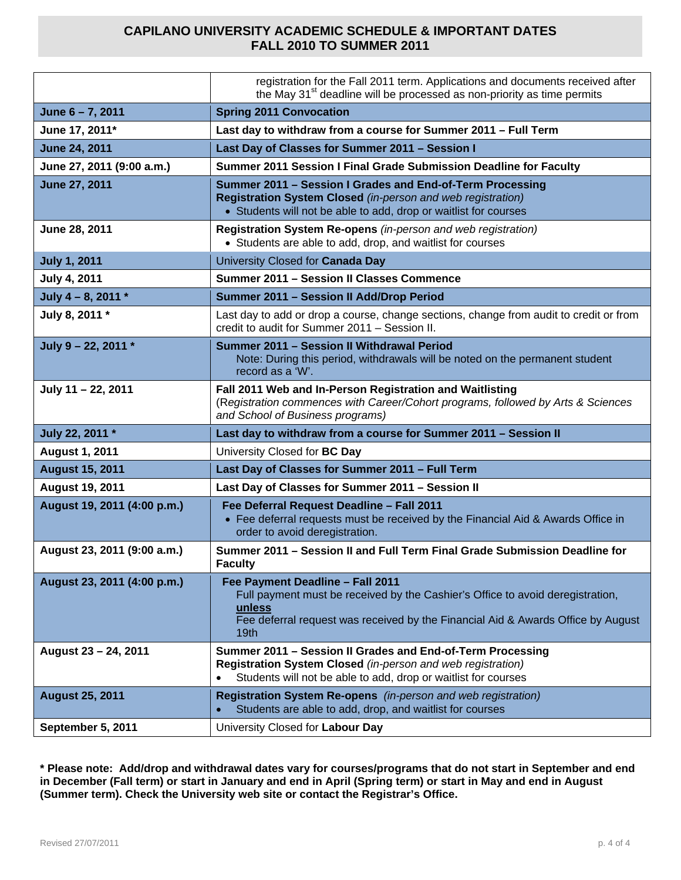# CAPILANO UNIVERSITY ACADEMIC SCHEDULE & IMPORTANT DATES FALL 2010 TO SUMMER 2011

| | |
|---|---|
| | registration for the Fall 2011 term. Applications and documents received after the May 31st deadline will be processed as non-priority as time permits |
| **June 6 – 7, 2011** | **Spring 2011 Convocation** |
| **June 17, 2011*** | **Last day to withdraw from a course for Summer 2011 – Full Term** |
| **June 24, 2011** | **Last Day of Classes for Summer 2011 – Session I** |
| **June 27, 2011 (9:00 a.m.)** | **Summer 2011 Session I Final Grade Submission Deadline for Faculty** |
| **June 27, 2011** | **Summer 2011 – Session I Grades and End-of-Term Processing** **Registration System Closed** *(in-person and web registration)* • Students will not be able to add, drop or waitlist for courses |
| **June 28, 2011** | **Registration System Re-opens** *(in-person and web registration)* • Students are able to add, drop, and waitlist for courses |
| **July 1, 2011** | University Closed for **Canada Day** |
| **July 4, 2011** | **Summer 2011 – Session II Classes Commence** |
| **July 4 – 8, 2011 *** | **Summer 2011 – Session II Add/Drop Period** |
| **July 8, 2011 *** | Last day to add or drop a course, change sections, change from audit to credit or from credit to audit for Summer 2011 – Session II. |
| **July 9 – 22, 2011 *** | **Summer 2011 – Session II Withdrawal Period** Note: During this period, withdrawals will be noted on the permanent student record as a 'W'. |
| **July 11 – 22, 2011** | **Fall 2011 Web and In-Person Registration and Waitlisting** (*Registration commences with Career/Cohort programs, followed by Arts & Sciences and School of Business programs)* |
| **July 22, 2011 *** | **Last day to withdraw from a course for Summer 2011 – Session II** |
| **August 1, 2011** | University Closed for **BC Day** |
| **August 15, 2011** | **Last Day of Classes for Summer 2011 – Full Term** |
| **August 19, 2011** | **Last Day of Classes for Summer 2011 – Session II** |
| **August 19, 2011 (4:00 p.m.)** | **Fee Deferral Request Deadline – Fall 2011** • Fee deferral requests must be received by the Financial Aid & Awards Office in order to avoid deregistration. |
| **August 23, 2011 (9:00 a.m.)** | **Summer 2011 – Session II and Full Term Final Grade Submission Deadline for Faculty** |
| **August 23, 2011 (4:00 p.m.)** | **Fee Payment Deadline – Fall 2011** Full payment must be received by the Cashier's Office to avoid deregistration, **unless** Fee deferral request was received by the Financial Aid & Awards Office by August 19th |
| **August 23 – 24, 2011** | **Summer 2011 – Session II Grades and End-of-Term Processing** **Registration System Closed** *(in-person and web registration)* • Students will not be able to add, drop or waitlist for courses |
| **August 25, 2011** | **Registration System Re-opens** *(in-person and web registration)* • Students are able to add, drop, and waitlist for courses |
| **September 5, 2011** | University Closed for **Labour Day** |

**\* Please note: Add/drop and withdrawal dates vary for courses/programs that do not start in September and end in December (Fall term) or start in January and end in April (Spring term) or start in May and end in August (Summer term). Check the University web site or contact the Registrar's Office.**

Revised 27/07/2011